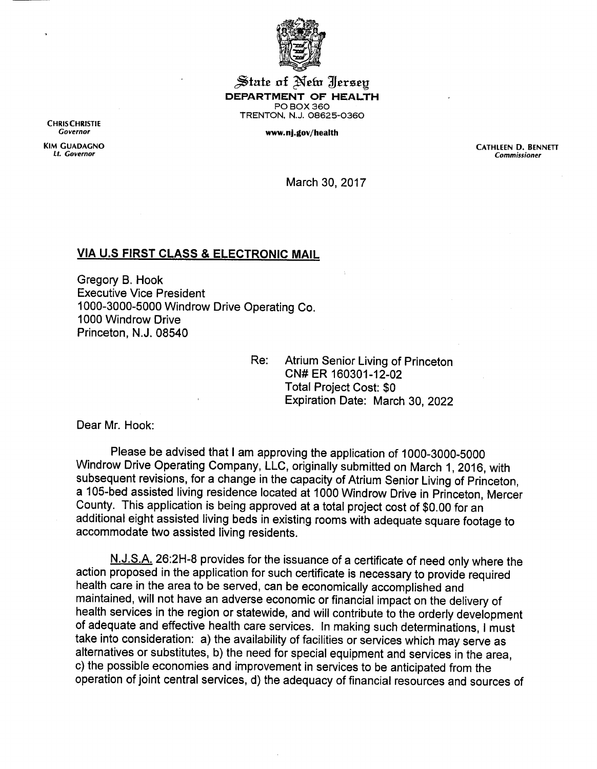State of New Jersey

**DEPARTMENT OF HEALTH**

PO BOX 360

TRENTON, N.J. 08625-0360

www.nj.gov/health

CHRIS CHRISTIE
*Governor*

KIM GUADAGNO
*Lt. Governor*

CATHLEEN D. BENNETT
*Commissioner*

March 30, 2017

**VIA U.S FIRST CLASS & ELECTRONIC MAIL**

Gregory B. Hook
Executive Vice President
1000-3000-5000 Windrow Drive Operating Co.
1000 Windrow Drive
Princeton, N.J. 08540

Re: Atrium Senior Living of Princeton
CN# ER 160301-12-02
Total Project Cost: $0
Expiration Date: March 30, 2022

Dear Mr. Hook:

Please be advised that I am approving the application of 1000-3000-5000 Windrow Drive Operating Company, LLC, originally submitted on March 1, 2016, with subsequent revisions, for a change in the capacity of Atrium Senior Living of Princeton, a 105-bed assisted living residence located at 1000 Windrow Drive in Princeton, Mercer County. This application is being approved at a total project cost of $0.00 for an additional eight assisted living beds in existing rooms with adequate square footage to accommodate two assisted living residents.

N.J.S.A. 26:2H-8 provides for the issuance of a certificate of need only where the action proposed in the application for such certificate is necessary to provide required health care in the area to be served, can be economically accomplished and maintained, will not have an adverse economic or financial impact on the delivery of health services in the region or statewide, and will contribute to the orderly development of adequate and effective health care services. In making such determinations, I must take into consideration: a) the availability of facilities or services which may serve as alternatives or substitutes, b) the need for special equipment and services in the area, c) the possible economies and improvement in services to be anticipated from the operation of joint central services, d) the adequacy of financial resources and sources of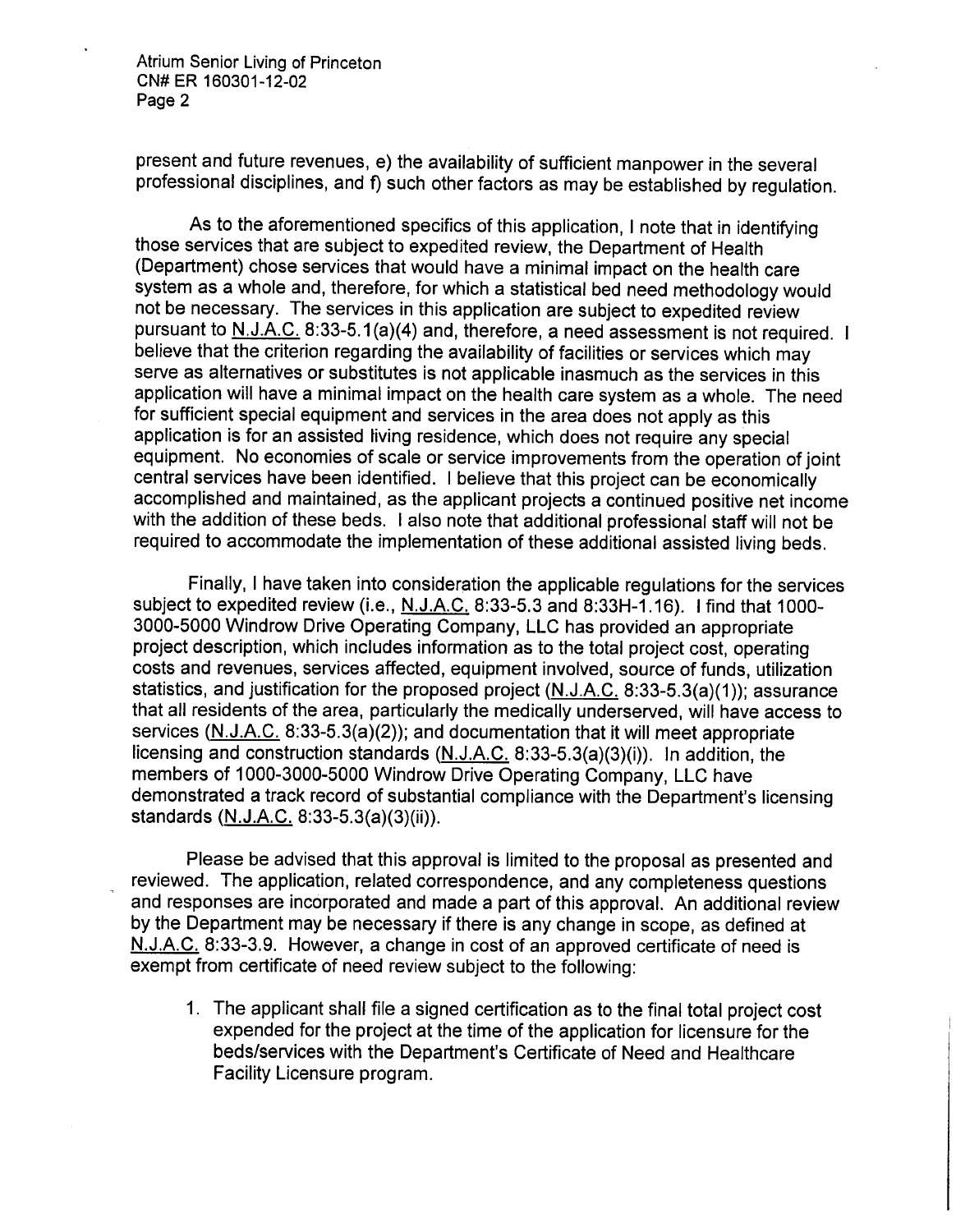present and future revenues, e) the availability of sufficient manpower in the several professional disciplines, and f) such other factors as may be established by regulation.

As to the aforementioned specifics of this application, I note that in identifying those services that are subject to expedited review, the Department of Health (Department) chose services that would have a minimal impact on the health care system as a whole and, therefore, for which a statistical bed need methodology would not be necessary. The services in this application are subject to expedited review pursuant to N.J.A.C. 8:33-5.1(a)(4) and, therefore, a need assessment is not required. I believe that the criterion regarding the availability of facilities or services which may serve as alternatives or substitutes is not applicable inasmuch as the services in this application will have a minimal impact on the health care system as a whole. The need for sufficient special equipment and services in the area does not apply as this application is for an assisted living residence, which does not require any special equipment. No economies of scale or service improvements from the operation of joint central services have been identified. I believe that this project can be economically accomplished and maintained, as the applicant projects a continued positive net income with the addition of these beds. I also note that additional professional staff will not be required to accommodate the implementation of these additional assisted living beds.

Finally, I have taken into consideration the applicable regulations for the services subject to expedited review (i.e., N.J.A.C. 8:33-5.3 and 8:33H-1.16). I find that 1000-3000-5000 Windrow Drive Operating Company, LLC has provided an appropriate project description, which includes information as to the total project cost, operating costs and revenues, services affected, equipment involved, source of funds, utilization statistics, and justification for the proposed project (N.J.A.C. 8:33-5.3(a)(1)); assurance that all residents of the area, particularly the medically underserved, will have access to services (N.J.A.C. 8:33-5.3(a)(2)); and documentation that it will meet appropriate licensing and construction standards (N.J.A.C. 8:33-5.3(a)(3)(i)). In addition, the members of 1000-3000-5000 Windrow Drive Operating Company, LLC have demonstrated a track record of substantial compliance with the Department's licensing standards (N.J.A.C. 8:33-5.3(a)(3)(ii)).

Please be advised that this approval is limited to the proposal as presented and reviewed. The application, related correspondence, and any completeness questions and responses are incorporated and made a part of this approval. An additional review by the Department may be necessary if there is any change in scope, as defined at N.J.A.C. 8:33-3.9. However, a change in cost of an approved certificate of need is exempt from certificate of need review subject to the following:

1. The applicant shall file a signed certification as to the final total project cost expended for the project at the time of the application for licensure for the beds/services with the Department's Certificate of Need and Healthcare Facility Licensure program.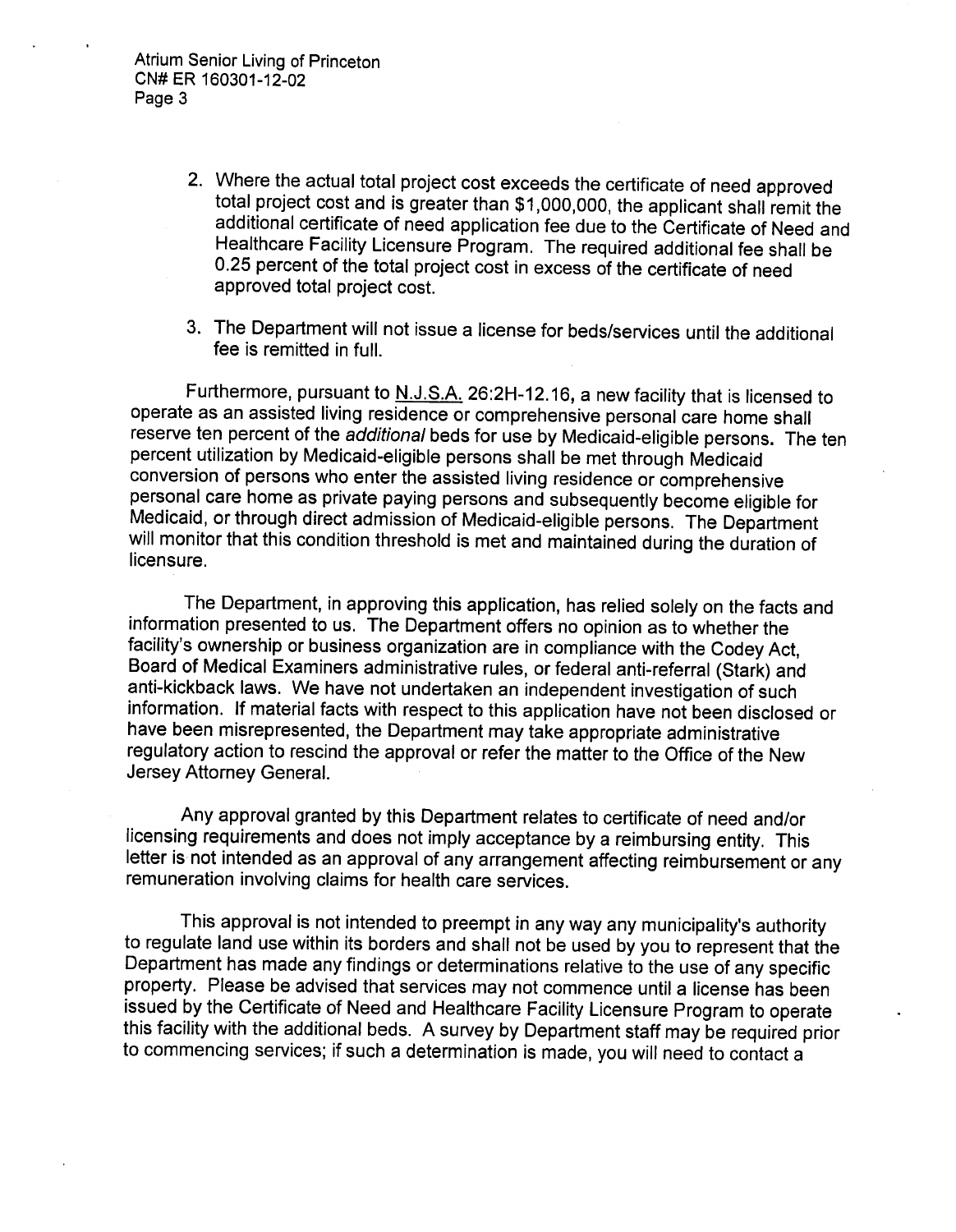2. Where the actual total project cost exceeds the certificate of need approved total project cost and is greater than $1,000,000, the applicant shall remit the additional certificate of need application fee due to the Certificate of Need and Healthcare Facility Licensure Program. The required additional fee shall be 0.25 percent of the total project cost in excess of the certificate of need approved total project cost.

3. The Department will not issue a license for beds/services until the additional fee is remitted in full.

Furthermore, pursuant to N.J.S.A. 26:2H-12.16, a new facility that is licensed to operate as an assisted living residence or comprehensive personal care home shall reserve ten percent of the *additional* beds for use by Medicaid-eligible persons. The ten percent utilization by Medicaid-eligible persons shall be met through Medicaid conversion of persons who enter the assisted living residence or comprehensive personal care home as private paying persons and subsequently become eligible for Medicaid, or through direct admission of Medicaid-eligible persons. The Department will monitor that this condition threshold is met and maintained during the duration of licensure.

The Department, in approving this application, has relied solely on the facts and information presented to us. The Department offers no opinion as to whether the facility's ownership or business organization are in compliance with the Codey Act, Board of Medical Examiners administrative rules, or federal anti-referral (Stark) and anti-kickback laws. We have not undertaken an independent investigation of such information. If material facts with respect to this application have not been disclosed or have been misrepresented, the Department may take appropriate administrative regulatory action to rescind the approval or refer the matter to the Office of the New Jersey Attorney General.

Any approval granted by this Department relates to certificate of need and/or licensing requirements and does not imply acceptance by a reimbursing entity. This letter is not intended as an approval of any arrangement affecting reimbursement or any remuneration involving claims for health care services.

This approval is not intended to preempt in any way any municipality's authority to regulate land use within its borders and shall not be used by you to represent that the Department has made any findings or determinations relative to the use of any specific property. Please be advised that services may not commence until a license has been issued by the Certificate of Need and Healthcare Facility Licensure Program to operate this facility with the additional beds. A survey by Department staff may be required prior to commencing services; if such a determination is made, you will need to contact a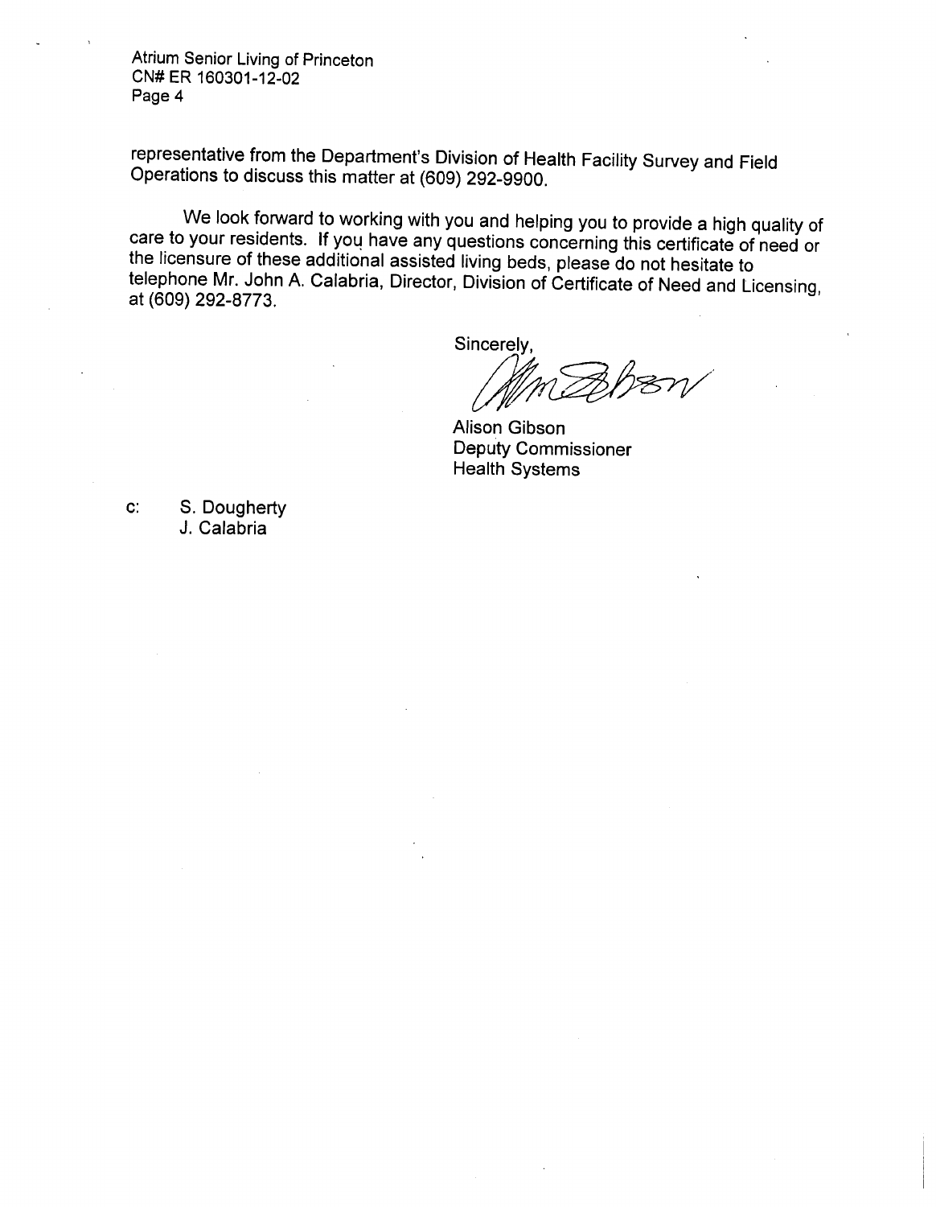representative from the Department's Division of Health Facility Survey and Field Operations to discuss this matter at (609) 292-9900.

We look forward to working with you and helping you to provide a high quality of care to your residents. If you have any questions concerning this certificate of need or the licensure of these additional assisted living beds, please do not hesitate to telephone Mr. John A. Calabria, Director, Division of Certificate of Need and Licensing, at (609) 292-8773.

Sincerely,

Alison Gibson
Deputy Commissioner
Health Systems

c: S. Dougherty
J. Calabria